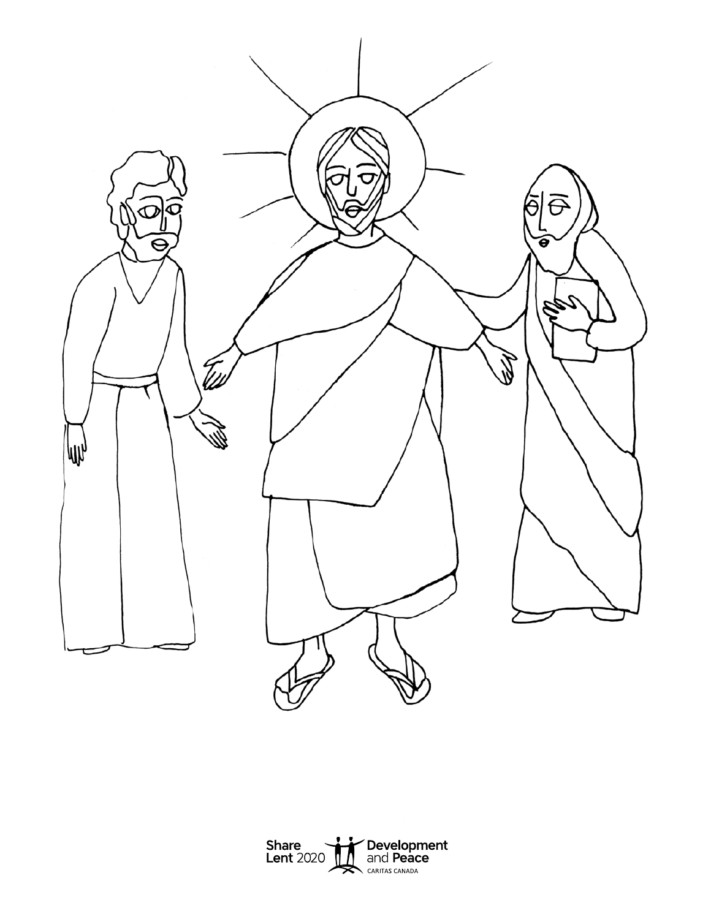Share Lent 2020

Development and Peace

CARITAS CANADA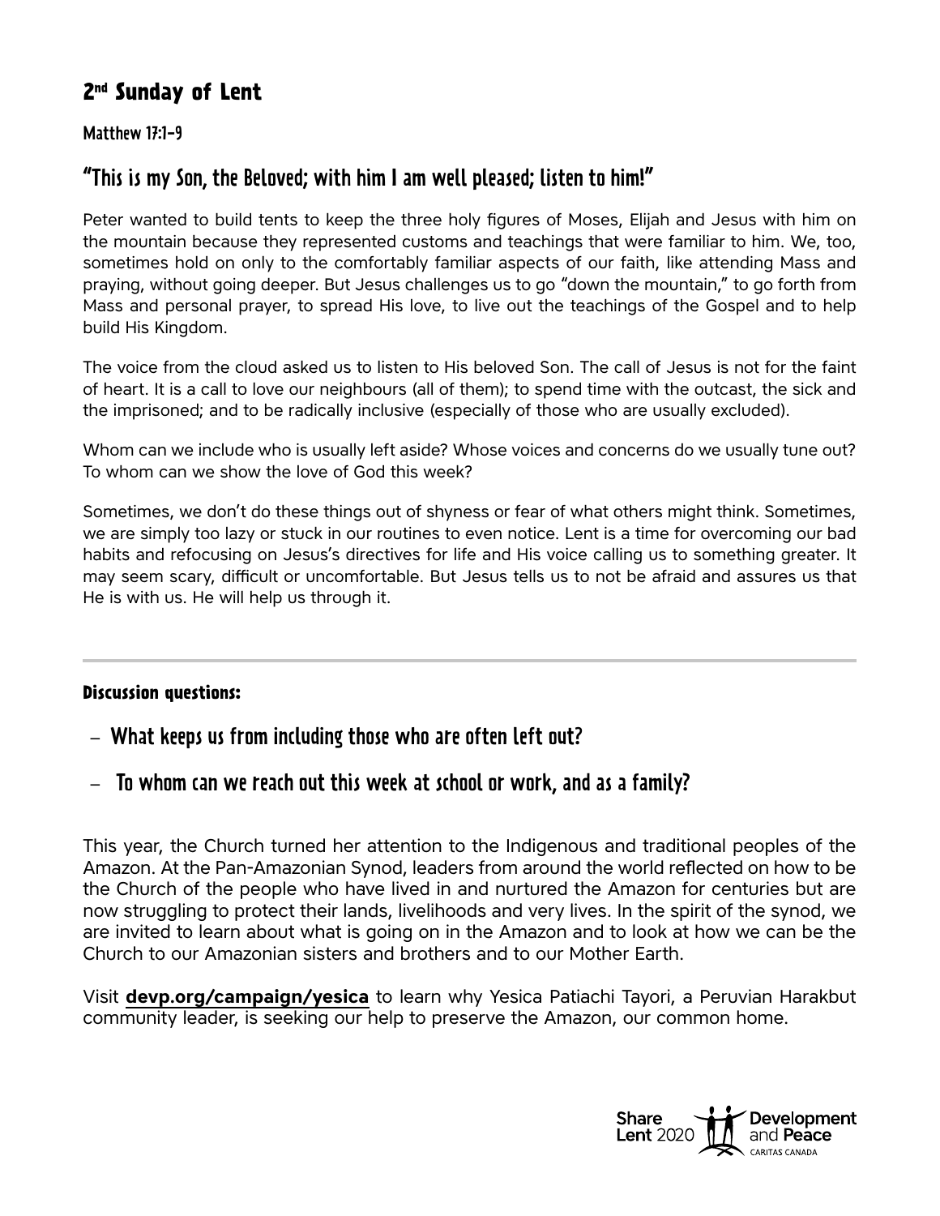## 2nd Sunday of Lent

### Matthew 17:1-9

### "This is my Son, the Beloved; with him I am well pleased; listen to him!"

Peter wanted to build tents to keep the three holy figures of Moses, Elijah and Jesus with him on the mountain because they represented customs and teachings that were familiar to him. We, too, sometimes hold on only to the comfortably familiar aspects of our faith, like attending Mass and praying, without going deeper. But Jesus challenges us to go "down the mountain," to go forth from Mass and personal prayer, to spread His love, to live out the teachings of the Gospel and to help build His Kingdom.

The voice from the cloud asked us to listen to His beloved Son. The call of Jesus is not for the faint of heart. It is a call to love our neighbours (all of them); to spend time with the outcast, the sick and the imprisoned; and to be radically inclusive (especially of those who are usually excluded).

Whom can we include who is usually left aside? Whose voices and concerns do we usually tune out? To whom can we show the love of God this week?

Sometimes, we don't do these things out of shyness or fear of what others might think. Sometimes, we are simply too lazy or stuck in our routines to even notice. Lent is a time for overcoming our bad habits and refocusing on Jesus's directives for life and His voice calling us to something greater. It may seem scary, difficult or uncomfortable. But Jesus tells us to not be afraid and assures us that He is with us. He will help us through it.

---

### Discussion questions:

- What keeps us from including those who are often left out?
- To whom can we reach out this week at school or work, and as a family?

This year, the Church turned her attention to the Indigenous and traditional peoples of the Amazon. At the Pan-Amazonian Synod, leaders from around the world reflected on how to be the Church of the people who have lived in and nurtured the Amazon for centuries but are now struggling to protect their lands, livelihoods and very lives. In the spirit of the synod, we are invited to learn about what is going on in the Amazon and to look at how we can be the Church to our Amazonian sisters and brothers and to our Mother Earth.

Visit **devp.org/campaign/yesica** to learn why Yesica Patiachi Tayori, a Peruvian Harakbut community leader, is seeking our help to preserve the Amazon, our common home.

Share Lent 2020 Development and Peace CARITAS CANADA